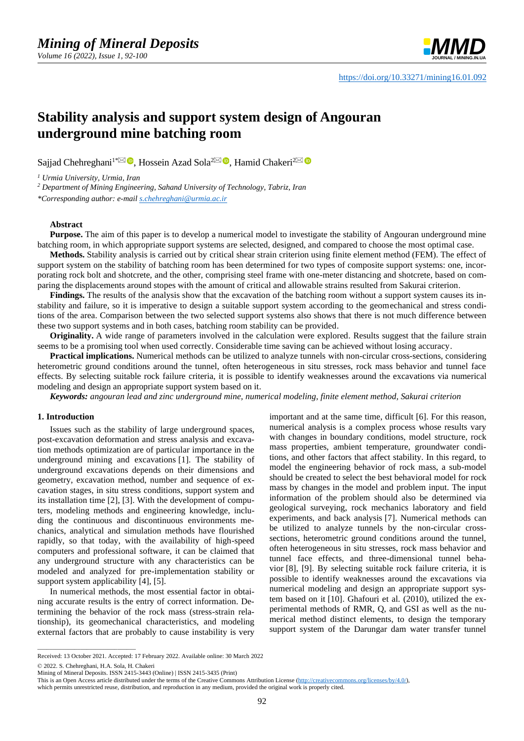https://doi.org/10.33271/mining16.01.092

# Stability analysis and support system design of Angouran underground mine batching room

Sajjad Chehreghani[1*], Hossein Azad Sola[2], Hamid Chakeri[2]

[1] *Urmia University, Urmia, Iran*

[2] *Department of Mining Engineering, Sahand University of Technology, Tabriz, Iran*

*\*Corresponding author: e-mail s.chehreghani@urmia.ac.ir*

## Abstract

**Purpose.** The aim of this paper is to develop a numerical model to investigate the stability of Angouran underground mine batching room, in which appropriate support systems are selected, designed, and compared to choose the most optimal case.

**Methods.** Stability analysis is carried out by critical shear strain criterion using finite element method (FEM). The effect of support system on the stability of batching room has been determined for two types of composite support systems: one, incorporating rock bolt and shotcrete, and the other, comprising steel frame with one-meter distancing and shotcrete, based on comparing the displacements around stopes with the amount of critical and allowable strains resulted from Sakurai criterion.

**Findings.** The results of the analysis show that the excavation of the batching room without a support system causes its instability and failure, so it is imperative to design a suitable support system according to the geomechanical and stress conditions of the area. Comparison between the two selected support systems also shows that there is not much difference between these two support systems and in both cases, batching room stability can be provided.

**Originality.** A wide range of parameters involved in the calculation were explored. Results suggest that the failure strain seems to be a promising tool when used correctly. Considerable time saving can be achieved without losing accuracy.

**Practical implications.** Numerical methods can be utilized to analyze tunnels with non-circular cross-sections, considering heterometric ground conditions around the tunnel, often heterogeneous in situ stresses, rock mass behavior and tunnel face effects. By selecting suitable rock failure criteria, it is possible to identify weaknesses around the excavations via numerical modeling and design an appropriate support system based on it.

***Keywords:*** *angouran lead and zinc underground mine, numerical modeling, finite element method, Sakurai criterion*

## 1. Introduction

Issues such as the stability of large underground spaces, post-excavation deformation and stress analysis and excavation methods optimization are of particular importance in the underground mining and excavations [1]. The stability of underground excavations depends on their dimensions and geometry, excavation method, number and sequence of excavation stages, in situ stress conditions, support system and its installation time [2], [3]. With the development of computers, modeling methods and engineering knowledge, including the continuous and discontinuous environments mechanics, analytical and simulation methods have flourished rapidly, so that today, with the availability of high-speed computers and professional software, it can be claimed that any underground structure with any characteristics can be modeled and analyzed for pre-implementation stability or support system applicability [4], [5].

In numerical methods, the most essential factor in obtaining accurate results is the entry of correct information. Determining the behavior of the rock mass (stress-strain relationship), its geomechanical characteristics, and modeling external factors that are probably to cause instability is very important and at the same time, difficult [6]. For this reason, numerical analysis is a complex process whose results vary with changes in boundary conditions, model structure, rock mass properties, ambient temperature, groundwater conditions, and other factors that affect stability. In this regard, to model the engineering behavior of rock mass, a sub-model should be created to select the best behavioral model for rock mass by changes in the model and problem input. The input information of the problem should also be determined via geological surveying, rock mechanics laboratory and field experiments, and back analysis [7]. Numerical methods can be utilized to analyze tunnels by the non-circular cross-sections, heterometric ground conditions around the tunnel, often heterogeneous in situ stresses, rock mass behavior and tunnel face effects, and three-dimensional tunnel behavior [8], [9]. By selecting suitable rock failure criteria, it is possible to identify weaknesses around the excavations via numerical modeling and design an appropriate support system based on it [10]. Ghafouri et al. (2010), utilized the experimental methods of RMR, Q, and GSI as well as the numerical method distinct elements, to design the temporary support system of the Darungar dam water transfer tunnel

---

Received: 13 October 2021. Accepted: 17 February 2022. Available online: 30 March 2022

© 2022. S. Chehreghani, H.A. Sola, H. Chakeri

Mining of Mineral Deposits. ISSN 2415-3443 (Online) | ISSN 2415-3435 (Print)

This is an Open Access article distributed under the terms of the Creative Commons Attribution License (http://creativecommons.org/licenses/by/4.0/), which permits unrestricted reuse, distribution, and reproduction in any medium, provided the original work is properly cited.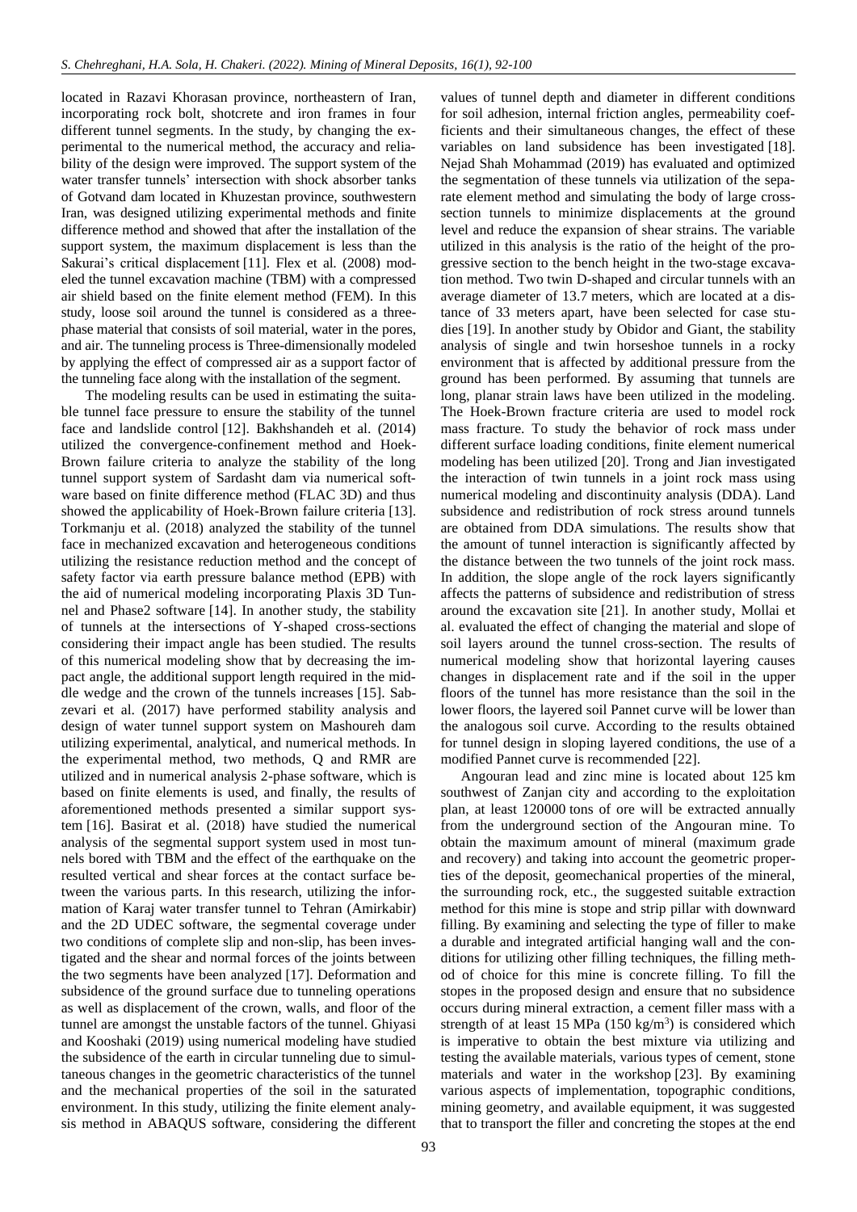located in Razavi Khorasan province, northeastern of Iran, incorporating rock bolt, shotcrete and iron frames in four different tunnel segments. In the study, by changing the experimental to the numerical method, the accuracy and reliability of the design were improved. The support system of the water transfer tunnels' intersection with shock absorber tanks of Gotvand dam located in Khuzestan province, southwestern Iran, was designed utilizing experimental methods and finite difference method and showed that after the installation of the support system, the maximum displacement is less than the Sakurai's critical displacement [11]. Flex et al. (2008) modeled the tunnel excavation machine (TBM) with a compressed air shield based on the finite element method (FEM). In this study, loose soil around the tunnel is considered as a three-phase material that consists of soil material, water in the pores, and air. The tunneling process is Three-dimensionally modeled by applying the effect of compressed air as a support factor of the tunneling face along with the installation of the segment.

The modeling results can be used in estimating the suitable tunnel face pressure to ensure the stability of the tunnel face and landslide control [12]. Bakhshandeh et al. (2014) utilized the convergence-confinement method and Hoek-Brown failure criteria to analyze the stability of the long tunnel support system of Sardasht dam via numerical software based on finite difference method (FLAC 3D) and thus showed the applicability of Hoek-Brown failure criteria [13]. Torkmanju et al. (2018) analyzed the stability of the tunnel face in mechanized excavation and heterogeneous conditions utilizing the resistance reduction method and the concept of safety factor via earth pressure balance method (EPB) with the aid of numerical modeling incorporating Plaxis 3D Tunnel and Phase2 software [14]. In another study, the stability of tunnels at the intersections of Y-shaped cross-sections considering their impact angle has been studied. The results of this numerical modeling show that by decreasing the impact angle, the additional support length required in the middle wedge and the crown of the tunnels increases [15]. Sabzevari et al. (2017) have performed stability analysis and design of water tunnel support system on Mashoureh dam utilizing experimental, analytical, and numerical methods. In the experimental method, two methods, Q and RMR are utilized and in numerical analysis 2-phase software, which is based on finite elements is used, and finally, the results of aforementioned methods presented a similar support system [16]. Basirat et al. (2018) have studied the numerical analysis of the segmental support system used in most tunnels bored with TBM and the effect of the earthquake on the resulted vertical and shear forces at the contact surface between the various parts. In this research, utilizing the information of Karaj water transfer tunnel to Tehran (Amirkabir) and the 2D UDEC software, the segmental coverage under two conditions of complete slip and non-slip, has been investigated and the shear and normal forces of the joints between the two segments have been analyzed [17]. Deformation and subsidence of the ground surface due to tunneling operations as well as displacement of the crown, walls, and floor of the tunnel are amongst the unstable factors of the tunnel. Ghiyasi and Kooshaki (2019) using numerical modeling have studied the subsidence of the earth in circular tunneling due to simultaneous changes in the geometric characteristics of the tunnel and the mechanical properties of the soil in the saturated environment. In this study, utilizing the finite element analysis method in ABAQUS software, considering the different values of tunnel depth and diameter in different conditions for soil adhesion, internal friction angles, permeability coefficients and their simultaneous changes, the effect of these variables on land subsidence has been investigated [18]. Nejad Shah Mohammad (2019) has evaluated and optimized the segmentation of these tunnels via utilization of the separate element method and simulating the body of large cross-section tunnels to minimize displacements at the ground level and reduce the expansion of shear strains. The variable utilized in this analysis is the ratio of the height of the progressive section to the bench height in the two-stage excavation method. Two twin D-shaped and circular tunnels with an average diameter of 13.7 meters, which are located at a distance of 33 meters apart, have been selected for case studies [19]. In another study by Obidor and Giant, the stability analysis of single and twin horseshoe tunnels in a rocky environment that is affected by additional pressure from the ground has been performed. By assuming that tunnels are long, planar strain laws have been utilized in the modeling. The Hoek-Brown fracture criteria are used to model rock mass fracture. To study the behavior of rock mass under different surface loading conditions, finite element numerical modeling has been utilized [20]. Trong and Jian investigated the interaction of twin tunnels in a joint rock mass using numerical modeling and discontinuity analysis (DDA). Land subsidence and redistribution of rock stress around tunnels are obtained from DDA simulations. The results show that the amount of tunnel interaction is significantly affected by the distance between the two tunnels of the joint rock mass. In addition, the slope angle of the rock layers significantly affects the patterns of subsidence and redistribution of stress around the excavation site [21]. In another study, Mollai et al. evaluated the effect of changing the material and slope of soil layers around the tunnel cross-section. The results of numerical modeling show that horizontal layering causes changes in displacement rate and if the soil in the upper floors of the tunnel has more resistance than the soil in the lower floors, the layered soil Pannet curve will be lower than the analogous soil curve. According to the results obtained for tunnel design in sloping layered conditions, the use of a modified Pannet curve is recommended [22].

Angouran lead and zinc mine is located about 125 km southwest of Zanjan city and according to the exploitation plan, at least 120000 tons of ore will be extracted annually from the underground section of the Angouran mine. To obtain the maximum amount of mineral (maximum grade and recovery) and taking into account the geometric properties of the deposit, geomechanical properties of the mineral, the surrounding rock, etc., the suggested suitable extraction method for this mine is stope and strip pillar with downward filling. By examining and selecting the type of filler to make a durable and integrated artificial hanging wall and the conditions for utilizing other filling techniques, the filling method of choice for this mine is concrete filling. To fill the stopes in the proposed design and ensure that no subsidence occurs during mineral extraction, a cement filler mass with a strength of at least 15 MPa (150 kg/m$^3$) is considered which is imperative to obtain the best mixture via utilizing and testing the available materials, various types of cement, stone materials and water in the workshop [23]. By examining various aspects of implementation, topographic conditions, mining geometry, and available equipment, it was suggested that to transport the filler and concreting the stopes at the end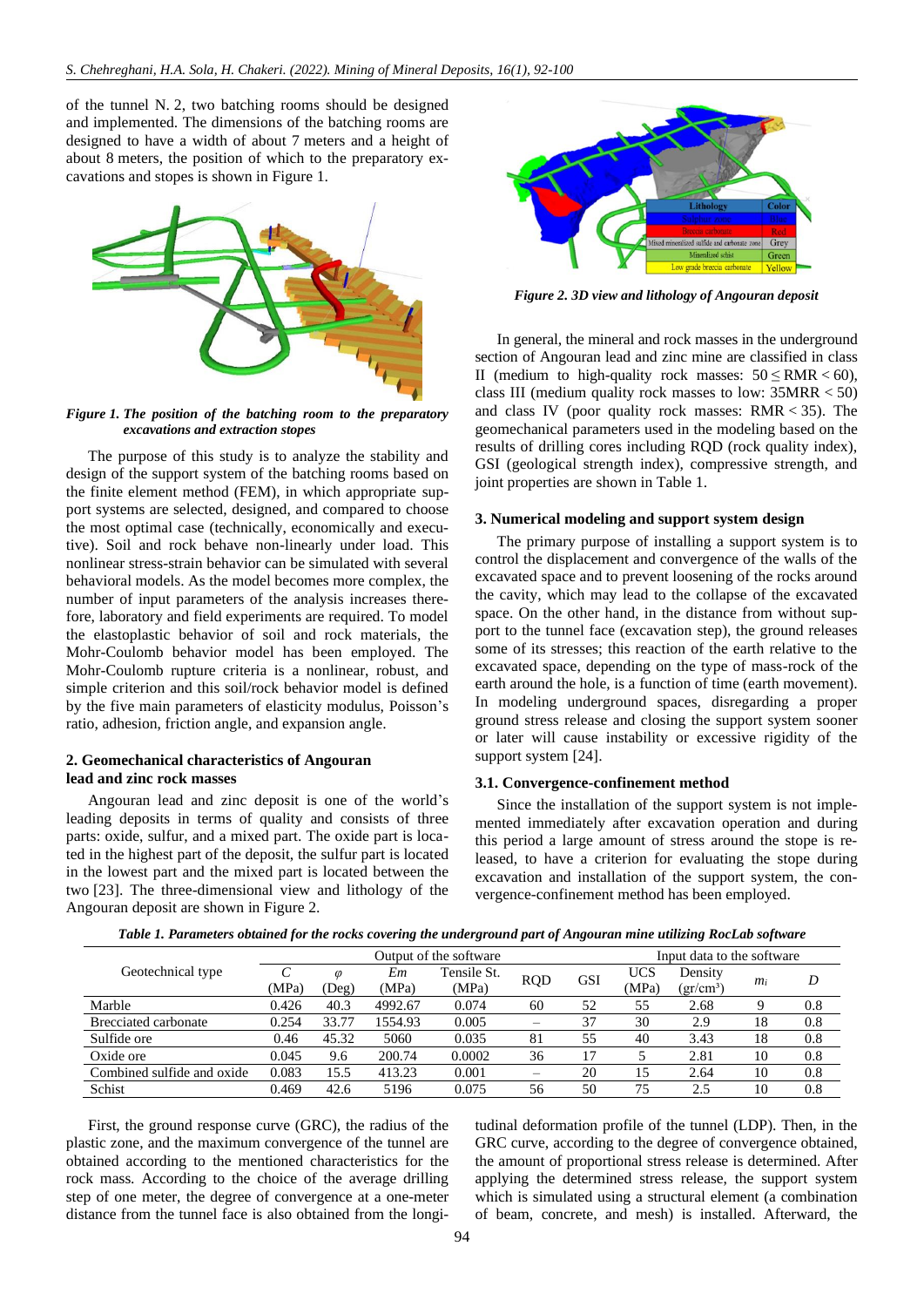of the tunnel N. 2, two batching rooms should be designed and implemented. The dimensions of the batching rooms are designed to have a width of about 7 meters and a height of about 8 meters, the position of which to the preparatory excavations and stopes is shown in Figure 1.

*Figure 1. The position of the batching room to the preparatory excavations and extraction stopes*

The purpose of this study is to analyze the stability and design of the support system of the batching rooms based on the finite element method (FEM), in which appropriate support systems are selected, designed, and compared to choose the most optimal case (technically, economically and executive). Soil and rock behave non-linearly under load. This nonlinear stress-strain behavior can be simulated with several behavioral models. As the model becomes more complex, the number of input parameters of the analysis increases therefore, laboratory and field experiments are required. To model the elastoplastic behavior of soil and rock materials, the Mohr-Coulomb behavior model has been employed. The Mohr-Coulomb rupture criteria is a nonlinear, robust, and simple criterion and this soil/rock behavior model is defined by the five main parameters of elasticity modulus, Poisson's ratio, adhesion, friction angle, and expansion angle.

## 2. Geomechanical characteristics of Angouran lead and zinc rock masses

Angouran lead and zinc deposit is one of the world's leading deposits in terms of quality and consists of three parts: oxide, sulfur, and a mixed part. The oxide part is located in the highest part of the deposit, the sulfur part is located in the lowest part and the mixed part is located between the two [23]. The three-dimensional view and lithology of the Angouran deposit are shown in Figure 2.

*Figure 2. 3D view and lithology of Angouran deposit*

In general, the mineral and rock masses in the underground section of Angouran lead and zinc mine are classified in class II (medium to high-quality rock masses: $50 \leq RMR < 60$), class III (medium quality rock masses to low: $35MRR < 50$) and class IV (poor quality rock masses: $RMR < 35$). The geomechanical parameters used in the modeling based on the results of drilling cores including RQD (rock quality index), GSI (geological strength index), compressive strength, and joint properties are shown in Table 1.

## 3. Numerical modeling and support system design

The primary purpose of installing a support system is to control the displacement and convergence of the walls of the excavated space and to prevent loosening of the rocks around the cavity, which may lead to the collapse of the excavated space. On the other hand, in the distance from without support to the tunnel face (excavation step), the ground releases some of its stresses; this reaction of the earth relative to the excavated space, depending on the type of mass-rock of the earth around the hole, is a function of time (earth movement). In modeling underground spaces, disregarding a proper ground stress release and closing the support system sooner or later will cause instability or excessive rigidity of the support system [24].

### 3.1. Convergence-confinement method

Since the installation of the support system is not implemented immediately after excavation operation and during this period a large amount of stress around the stope is released, to have a criterion for evaluating the stope during excavation and installation of the support system, the convergence-confinement method has been employed.

*Table 1. Parameters obtained for the rocks covering the underground part of Angouran mine utilizing RocLab software*

| Geotechnical type | Output of the software | | | | Input data to the software | | | | | |
|---|---|---|---|---|---|---|---|---|---|---|
| | $C$ (MPa) | $\varphi$ (Deg) | $Em$ (MPa) | Tensile St. (MPa) | RQD | GSI | UCS (MPa) | Density (gr/cm³) | $m_i$ | $D$ |
| Marble | 0.426 | 40.3 | 4992.67 | 0.074 | 60 | 52 | 55 | 2.68 | 9 | 0.8 |
| Brecciated carbonate | 0.254 | 33.77 | 1554.93 | 0.005 | – | 37 | 30 | 2.9 | 18 | 0.8 |
| Sulfide ore | 0.46 | 45.32 | 5060 | 0.035 | 81 | 55 | 40 | 3.43 | 18 | 0.8 |
| Oxide ore | 0.045 | 9.6 | 200.74 | 0.0002 | 36 | 17 | 5 | 2.81 | 10 | 0.8 |
| Combined sulfide and oxide | 0.083 | 15.5 | 413.23 | 0.001 | – | 20 | 15 | 2.64 | 10 | 0.8 |
| Schist | 0.469 | 42.6 | 5196 | 0.075 | 56 | 50 | 75 | 2.5 | 10 | 0.8 |

First, the ground response curve (GRC), the radius of the plastic zone, and the maximum convergence of the tunnel are obtained according to the mentioned characteristics for the rock mass. According to the choice of the average drilling step of one meter, the degree of convergence at a one-meter distance from the tunnel face is also obtained from the longitudinal deformation profile of the tunnel (LDP). Then, in the GRC curve, according to the degree of convergence obtained, the amount of proportional stress release is determined. After applying the determined stress release, the support system which is simulated using a structural element (a combination of beam, concrete, and mesh) is installed. Afterward, the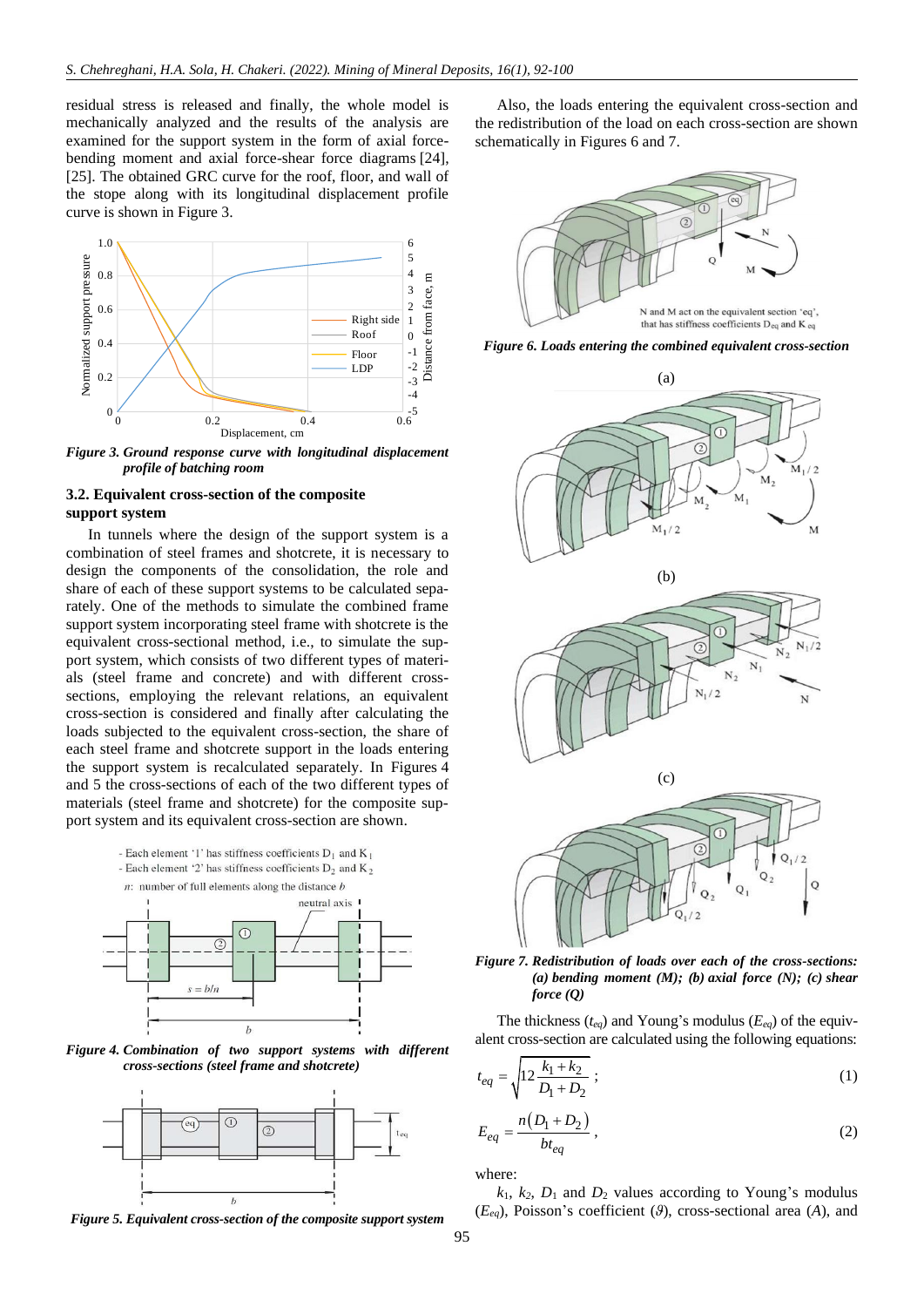residual stress is released and finally, the whole model is mechanically analyzed and the results of the analysis are examined for the support system in the form of axial force-bending moment and axial force-shear force diagrams [24], [25]. The obtained GRC curve for the roof, floor, and wall of the stope along with its longitudinal displacement profile curve is shown in Figure 3.

*Figure 3. Ground response curve with longitudinal displacement profile of batching room*

### 3.2. Equivalent cross-section of the composite support system

In tunnels where the design of the support system is a combination of steel frames and shotcrete, it is necessary to design the components of the consolidation, the role and share of each of these support systems to be calculated separately. One of the methods to simulate the combined frame support system incorporating steel frame with shotcrete is the equivalent cross-sectional method, i.e., to simulate the support system, which consists of two different types of materials (steel frame and concrete) and with different cross-sections, employing the relevant relations, an equivalent cross-section is considered and finally after calculating the loads subjected to the equivalent cross-section, the share of each steel frame and shotcrete support in the loads entering the support system is recalculated separately. In Figures 4 and 5 the cross-sections of each of the two different types of materials (steel frame and shotcrete) for the composite support system and its equivalent cross-section are shown.

*Figure 4. Combination of two support systems with different cross-sections (steel frame and shotcrete)*

*Figure 5. Equivalent cross-section of the composite support system*

Also, the loads entering the equivalent cross-section and the redistribution of the load on each cross-section are shown schematically in Figures 6 and 7.

*Figure 6. Loads entering the combined equivalent cross-section*

*Figure 7. Redistribution of loads over each of the cross-sections: (a) bending moment (M); (b) axial force (N); (c) shear force (Q)*

The thickness ($t_{eq}$) and Young's modulus ($E_{eq}$) of the equivalent cross-section are calculated using the following equations:

$$t_{eq} = \sqrt{12\frac{k_1 + k_2}{D_1 + D_2}}\,; \tag{1}$$

$$E_{eq} = \frac{n(D_1 + D_2)}{bt_{eq}}\,, \tag{2}$$

where:

$k_1$, $k_2$, $D_1$ and $D_2$ values according to Young's modulus ($E_{eq}$), Poisson's coefficient ($\vartheta$), cross-sectional area ($A$), and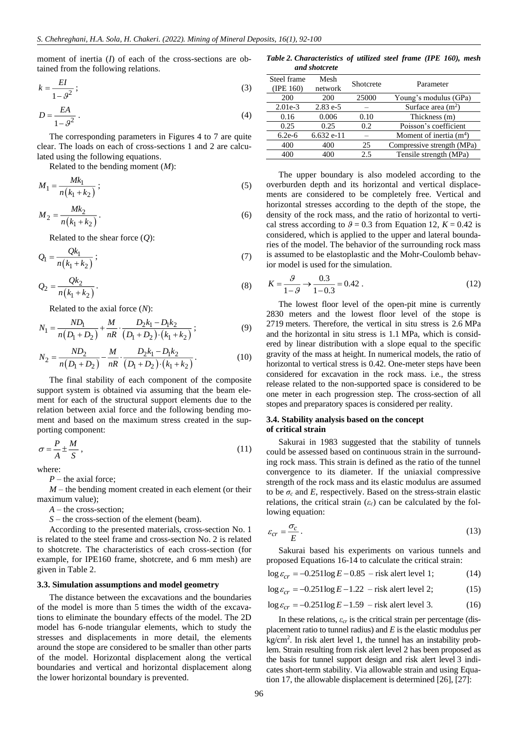moment of inertia ($I$) of each of the cross-sections are obtained from the following relations.

$$k = \frac{EI}{1-\vartheta^2};\tag{3}$$

$$D = \frac{EA}{1-\vartheta^2}.\tag{4}$$

The corresponding parameters in Figures 4 to 7 are quite clear. The loads on each of cross-sections 1 and 2 are calculated using the following equations.

Related to the bending moment ($M$):

$$M_1 = \frac{Mk_1}{n(k_1+k_2)};\tag{5}$$

$$M_2 = \frac{Mk_2}{n(k_1+k_2)}.\tag{6}$$

Related to the shear force ($Q$):

$$Q_1 = \frac{Qk_1}{n(k_1+k_2)};\tag{7}$$

$$Q_2 = \frac{Qk_2}{n(k_1+k_2)}.\tag{8}$$

Related to the axial force ($N$):

$$N_1 = \frac{ND_1}{n(D_1+D_2)} + \frac{M}{nR}\cdot\frac{D_2k_1 - D_1k_2}{(D_1+D_2)\cdot(k_1+k_2)};\tag{9}$$

$$N_2 = \frac{ND_2}{n(D_1+D_2)} - \frac{M}{nR}\cdot\frac{D_2k_1 - D_1k_2}{(D_1+D_2)\cdot(k_1+k_2)}.\tag{10}$$

The final stability of each component of the composite support system is obtained via assuming that the beam element for each of the structural support elements due to the relation between axial force and the following bending moment and based on the maximum stress created in the supporting component:

$$\sigma = \frac{P}{A} \pm \frac{M}{S},\tag{11}$$

where:

$P$ – the axial force;

$M$ – the bending moment created in each element (or their maximum value);

$A$ – the cross-section;

$S$ – the cross-section of the element (beam).

According to the presented materials, cross-section No. 1 is related to the steel frame and cross-section No. 2 is related to shotcrete. The characteristics of each cross-section (for example, for IPE160 frame, shotcrete, and 6 mm mesh) are given in Table 2.

### 3.3. Simulation assumptions and model geometry

The distance between the excavations and the boundaries of the model is more than 5 times the width of the excavations to eliminate the boundary effects of the model. The 2D model has 6-node triangular elements, which to study the stresses and displacements in more detail, the elements around the stope are considered to be smaller than other parts of the model. Horizontal displacement along the vertical boundaries and vertical and horizontal displacement along the lower horizontal boundary is prevented.

***Table 2. Characteristics of utilized steel frame (IPE 160), mesh and shotcrete***

| Steel frame (IPE 160) | Mesh network | Shotcrete | Parameter |
|---|---|---|---|
| 200 | 200 | 25000 | Young's modulus (GPa) |
| 2.01e-3 | 2.83 e-5 | – | Surface area (m$^2$) |
| 0.16 | 0.006 | 0.10 | Thickness (m) |
| 0.25 | 0.25 | 0.2 | Poisson's coefficient |
| 6.2e-6 | 6.632 e-11 | – | Moment of inertia (m$^4$) |
| 400 | 400 | 25 | Compressive strength (MPa) |
| 400 | 400 | 2.5 | Tensile strength (MPa) |

The upper boundary is also modeled according to the overburden depth and its horizontal and vertical displacements are considered to be completely free. Vertical and horizontal stresses according to the depth of the stope, the density of the rock mass, and the ratio of horizontal to vertical stress according to $\vartheta = 0.3$ from Equation 12, $K = 0.42$ is considered, which is applied to the upper and lateral boundaries of the model. The behavior of the surrounding rock mass is assumed to be elastoplastic and the Mohr-Coulomb behavior model is used for the simulation.

$$K = \frac{\vartheta}{1-\vartheta} \rightarrow \frac{0.3}{1-0.3} = 0.42.\tag{12}$$

The lowest floor level of the open-pit mine is currently 2830 meters and the lowest floor level of the stope is 2719 meters. Therefore, the vertical in situ stress is 2.6 MPa and the horizontal in situ stress is 1.1 MPa, which is considered by linear distribution with a slope equal to the specific gravity of the mass at height. In numerical models, the ratio of horizontal to vertical stress is 0.42. One-meter steps have been considered for excavation in the rock mass. i.e., the stress release related to the non-supported space is considered to be one meter in each progression step. The cross-section of all stopes and preparatory spaces is considered per reality.

### 3.4. Stability analysis based on the concept of critical strain

Sakurai in 1983 suggested that the stability of tunnels could be assessed based on continuous strain in the surrounding rock mass. This strain is defined as the ratio of the tunnel convergence to its diameter. If the uniaxial compressive strength of the rock mass and its elastic modulus are assumed to be $\sigma_c$ and $E$, respectively. Based on the stress-strain elastic relations, the critical strain ($\varepsilon_c$) can be calculated by the following equation:

$$\varepsilon_{cr} = \frac{\sigma_c}{E}.\tag{13}$$

Sakurai based his experiments on various tunnels and proposed Equations 16-14 to calculate the critical strain:

$$\log\varepsilon_{cr} = -0.251\log E - 0.85 \text{ – risk alert level 1;}\tag{14}$$

$$\log\varepsilon_{cr} = -0.251\log E - 1.22 \text{ – risk alert level 2;}\tag{15}$$

$$\log\varepsilon_{cr} = -0.251\log E - 1.59 \text{ – risk alert level 3.}\tag{16}$$

In these relations, $\varepsilon_{cr}$ is the critical strain per percentage (displacement ratio to tunnel radius) and $E$ is the elastic modulus per kg/cm$^2$. In risk alert level 1, the tunnel has an instability problem. Strain resulting from risk alert level 2 has been proposed as the basis for tunnel support design and risk alert level 3 indicates short-term stability. Via allowable strain and using Equation 17, the allowable displacement is determined [26], [27]: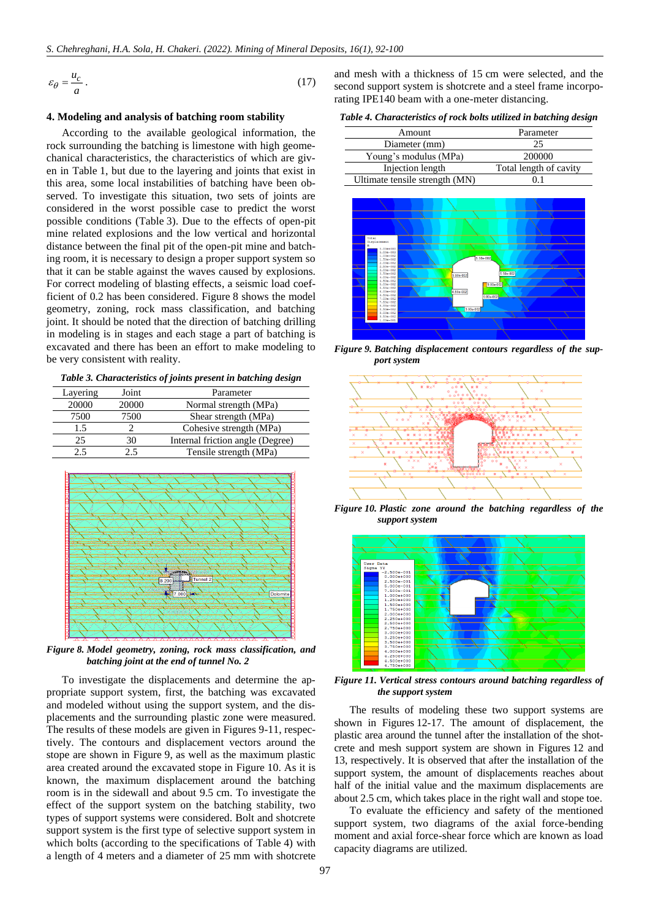$$\varepsilon_\theta = \frac{u_c}{a}. \tag{17}$$

## 4. Modeling and analysis of batching room stability

According to the available geological information, the rock surrounding the batching is limestone with high geomechanical characteristics, the characteristics of which are given in Table 1, but due to the layering and joints that exist in this area, some local instabilities of batching have been observed. To investigate this situation, two sets of joints are considered in the worst possible case to predict the worst possible conditions (Table 3). Due to the effects of open-pit mine related explosions and the low vertical and horizontal distance between the final pit of the open-pit mine and batching room, it is necessary to design a proper support system so that it can be stable against the waves caused by explosions. For correct modeling of blasting effects, a seismic load coefficient of 0.2 has been considered. Figure 8 shows the model geometry, zoning, rock mass classification, and batching joint. It should be noted that the direction of batching drilling in modeling is in stages and each stage a part of batching is excavated and there has been an effort to make modeling to be very consistent with reality.

*Table 3. Characteristics of joints present in batching design*

| Layering | Joint | Parameter |
|---|---|---|
| 20000 | 20000 | Normal strength (MPa) |
| 7500 | 7500 | Shear strength (MPa) |
| 1.5 | 2 | Cohesive strength (MPa) |
| 25 | 30 | Internal friction angle (Degree) |
| 2.5 | 2.5 | Tensile strength (MPa) |

*Figure 8. Model geometry, zoning, rock mass classification, and batching joint at the end of tunnel No. 2*

To investigate the displacements and determine the appropriate support system, first, the batching was excavated and modeled without using the support system, and the displacements and the surrounding plastic zone were measured. The results of these models are given in Figures 9-11, respectively. The contours and displacement vectors around the stope are shown in Figure 9, as well as the maximum plastic area created around the excavated stope in Figure 10. As it is known, the maximum displacement around the batching room is in the sidewall and about 9.5 cm. To investigate the effect of the support system on the batching stability, two types of support systems were considered. Bolt and shotcrete support system is the first type of selective support system in which bolts (according to the specifications of Table 4) with a length of 4 meters and a diameter of 25 mm with shotcrete and mesh with a thickness of 15 cm were selected, and the second support system is shotcrete and a steel frame incorporating IPE140 beam with a one-meter distancing.

*Table 4. Characteristics of rock bolts utilized in batching design*

| Amount | Parameter |
|---|---|
| Diameter (mm) | 25 |
| Young's modulus (MPa) | 200000 |
| Injection length | Total length of cavity |
| Ultimate tensile strength (MN) | 0.1 |

*Figure 9. Batching displacement contours regardless of the support system*

*Figure 10. Plastic zone around the batching regardless of the support system*

*Figure 11. Vertical stress contours around batching regardless of the support system*

The results of modeling these two support systems are shown in Figures 12-17. The amount of displacement, the plastic area around the tunnel after the installation of the shotcrete and mesh support system are shown in Figures 12 and 13, respectively. It is observed that after the installation of the support system, the amount of displacements reaches about half of the initial value and the maximum displacements are about 2.5 cm, which takes place in the right wall and stope toe.

To evaluate the efficiency and safety of the mentioned support system, two diagrams of the axial force-bending moment and axial force-shear force which are known as load capacity diagrams are utilized.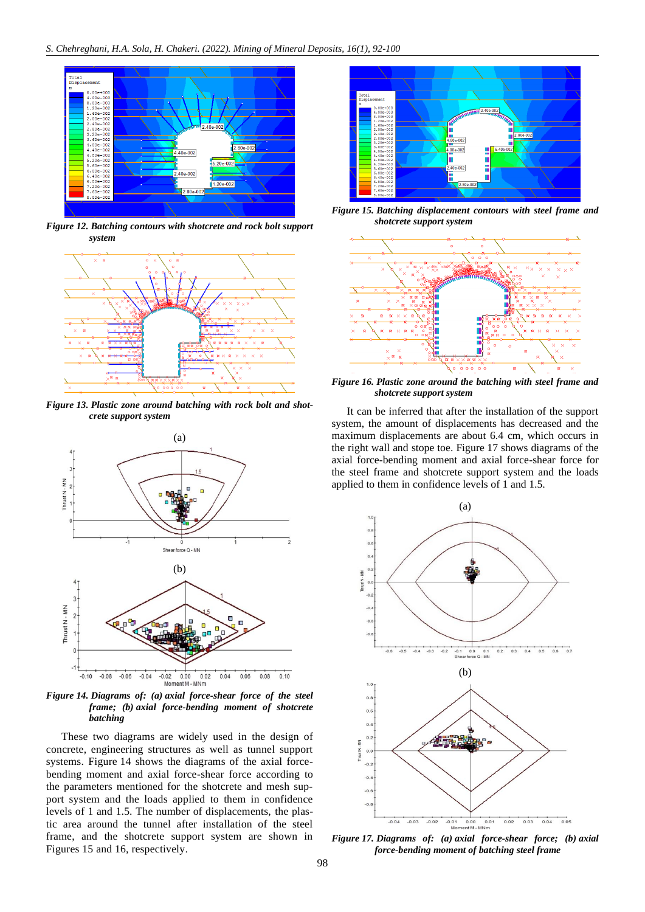*Figure 12. Batching contours with shotcrete and rock bolt support system*

*Figure 13. Plastic zone around batching with rock bolt and shotcrete support system*

*Figure 14. Diagrams of: (a) axial force-shear force of the steel frame; (b) axial force-bending moment of shotcrete batching*

These two diagrams are widely used in the design of concrete, engineering structures as well as tunnel support systems. Figure 14 shows the diagrams of the axial force-bending moment and axial force-shear force according to the parameters mentioned for the shotcrete and mesh support system and the loads applied to them in confidence levels of 1 and 1.5. The number of displacements, the plastic area around the tunnel after installation of the steel frame, and the shotcrete support system are shown in Figures 15 and 16, respectively.

*Figure 15. Batching displacement contours with steel frame and shotcrete support system*

*Figure 16. Plastic zone around the batching with steel frame and shotcrete support system*

It can be inferred that after the installation of the support system, the amount of displacements has decreased and the maximum displacements are about 6.4 cm, which occurs in the right wall and stope toe. Figure 17 shows diagrams of the axial force-bending moment and axial force-shear force for the steel frame and shotcrete support system and the loads applied to them in confidence levels of 1 and 1.5.

*Figure 17. Diagrams of: (a) axial force-shear force; (b) axial force-bending moment of batching steel frame*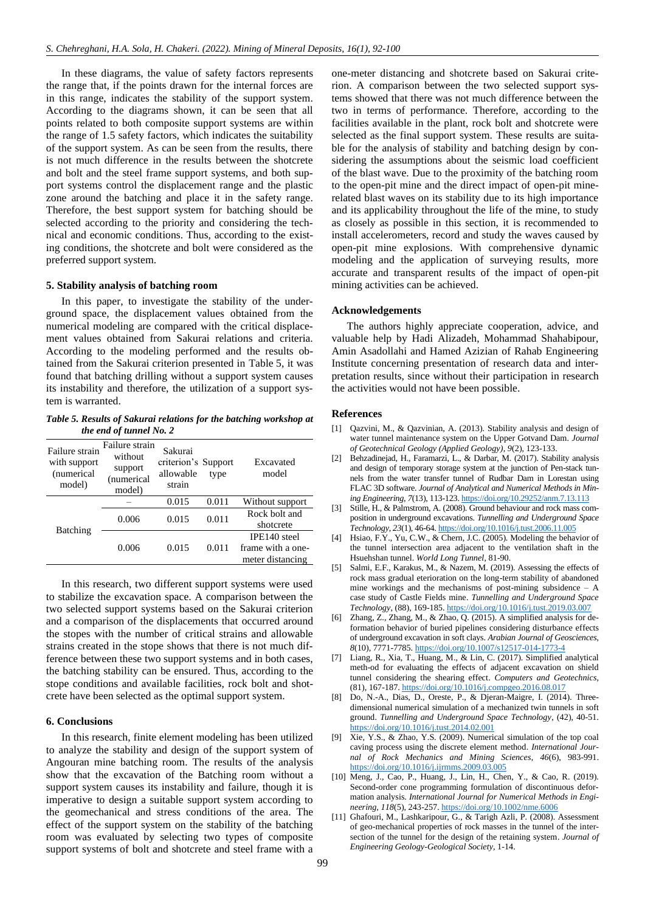In these diagrams, the value of safety factors represents the range that, if the points drawn for the internal forces are in this range, indicates the stability of the support system. According to the diagrams shown, it can be seen that all points related to both composite support systems are within the range of 1.5 safety factors, which indicates the suitability of the support system. As can be seen from the results, there is not much difference in the results between the shotcrete and bolt and the steel frame support systems, and both support systems control the displacement range and the plastic zone around the batching and place it in the safety range. Therefore, the best support system for batching should be selected according to the priority and considering the technical and economic conditions. Thus, according to the existing conditions, the shotcrete and bolt were considered as the preferred support system.

## 5. Stability analysis of batching room

In this paper, to investigate the stability of the underground space, the displacement values obtained from the numerical modeling are compared with the critical displacement values obtained from Sakurai relations and criteria. According to the modeling performed and the results obtained from the Sakurai criterion presented in Table 5, it was found that batching drilling without a support system causes its instability and therefore, the utilization of a support system is warranted.

***Table 5. Results of Sakurai relations for the batching workshop at the end of tunnel No. 2***

| Failure strain with support (numerical model) | Failure strain without support (numerical model) | Sakurai criterion's allowable strain | Support type | Excavated model |
|---|---|---|---|---|
| Batching | – | 0.015 | 0.011 | Without support |
| | 0.006 | 0.015 | 0.011 | Rock bolt and shotcrete |
| | 0.006 | 0.015 | 0.011 | IPE140 steel frame with a one-meter distancing |

In this research, two different support systems were used to stabilize the excavation space. A comparison between the two selected support systems based on the Sakurai criterion and a comparison of the displacements that occurred around the stopes with the number of critical strains and allowable strains created in the stope shows that there is not much difference between these two support systems and in both cases, the batching stability can be ensured. Thus, according to the stope conditions and available facilities, rock bolt and shotcrete have been selected as the optimal support system.

## 6. Conclusions

In this research, finite element modeling has been utilized to analyze the stability and design of the support system of Angouran mine batching room. The results of the analysis show that the excavation of the Batching room without a support system causes its instability and failure, though it is imperative to design a suitable support system according to the geomechanical and stress conditions of the area. The effect of the support system on the stability of the batching room was evaluated by selecting two types of composite support systems of bolt and shotcrete and steel frame with a one-meter distancing and shotcrete based on Sakurai criterion. A comparison between the two selected support systems showed that there was not much difference between the two in terms of performance. Therefore, according to the facilities available in the plant, rock bolt and shotcrete were selected as the final support system. These results are suitable for the analysis of stability and batching design by considering the assumptions about the seismic load coefficient of the blast wave. Due to the proximity of the batching room to the open-pit mine and the direct impact of open-pit mine-related blast waves on its stability due to its high importance and its applicability throughout the life of the mine, to study as closely as possible in this section, it is recommended to install accelerometers, record and study the waves caused by open-pit mine explosions. With comprehensive dynamic modeling and the application of surveying results, more accurate and transparent results of the impact of open-pit mining activities can be achieved.

## Acknowledgements

The authors highly appreciate cooperation, advice, and valuable help by Hadi Alizadeh, Mohammad Shahabipour, Amin Asadollahi and Hamed Azizian of Rahab Engineering Institute concerning presentation of research data and interpretation results, since without their participation in research the activities would not have been possible.

## References

[1] Qazvini, M., & Qazvinian, A. (2013). Stability analysis and design of water tunnel maintenance system on the Upper Gotvand Dam. *Journal of Geotechnical Geology (Applied Geology)*, *9*(2), 123-133.

[2] Behzadinejad, H., Faramarzi, L., & Darbar, M. (2017). Stability analysis and design of temporary storage system at the junction of Pen-stock tunnels from the water transfer tunnel of Rudbar Dam in Lorestan using FLAC 3D software. *Journal of Analytical and Numerical Methods in Mining Engineering*, *7*(13), 113-123. https://doi.org/10.29252/anm.7.13.113

[3] Stille, H., & Palmstrom, A. (2008). Ground behaviour and rock mass composition in underground excavations. *Tunnelling and Underground Space Technology*, *23*(1), 46-64. https://doi.org/10.1016/j.tust.2006.11.005

[4] Hsiao, F.Y., Yu, C.W., & Chern, J.C. (2005). Modeling the behavior of the tunnel intersection area adjacent to the ventilation shaft in the Hsuehshan tunnel. *World Long Tunnel*, 81-90.

[5] Salmi, E.F., Karakus, M., & Nazem, M. (2019). Assessing the effects of rock mass gradual eterioration on the long-term stability of abandoned mine workings and the mechanisms of post-mining subsidence – A case study of Castle Fields mine. *Tunnelling and Underground Space Technology*, (88), 169-185. https://doi.org/10.1016/j.tust.2019.03.007

[6] Zhang, Z., Zhang, M., & Zhao, Q. (2015). A simplified analysis for deformation behavior of buried pipelines considering disturbance effects of underground excavation in soft clays. *Arabian Journal of Geosciences*, *8*(10), 7771-7785. https://doi.org/10.1007/s12517-014-1773-4

[7] Liang, R., Xia, T., Huang, M., & Lin, C. (2017). Simplified analytical meth-od for evaluating the effects of adjacent excavation on shield tunnel considering the shearing effect. *Computers and Geotechnics*, (81), 167-187. https://doi.org/10.1016/j.compgeo.2016.08.017

[8] Do, N.-A., Dias, D., Oreste, P., & Djeran-Maigre, I. (2014). Three-dimensional numerical simulation of a mechanized twin tunnels in soft ground. *Tunnelling and Underground Space Technology*, (42), 40-51. https://doi.org/10.1016/j.tust.2014.02.001

[9] Xie, Y.S., & Zhao, Y.S. (2009). Numerical simulation of the top coal caving process using the discrete element method. *International Journal of Rock Mechanics and Mining Sciences*, *46*(6), 983-991. https://doi.org/10.1016/j.ijrmms.2009.03.005

[10] Meng, J., Cao, P., Huang, J., Lin, H., Chen, Y., & Cao, R. (2019). Second-order cone programming formulation of discontinuous deformation analysis. *International Journal for Numerical Methods in Engineering*, *118*(5), 243-257. https://doi.org/10.1002/nme.6006

[11] Ghafouri, M., Lashkaripour, G., & Tarigh Azli, P. (2008). Assessment of geo-mechanical properties of rock masses in the tunnel of the intersection of the tunnel for the design of the retaining system. *Journal of Engineering Geology-Geological Society*, 1-14.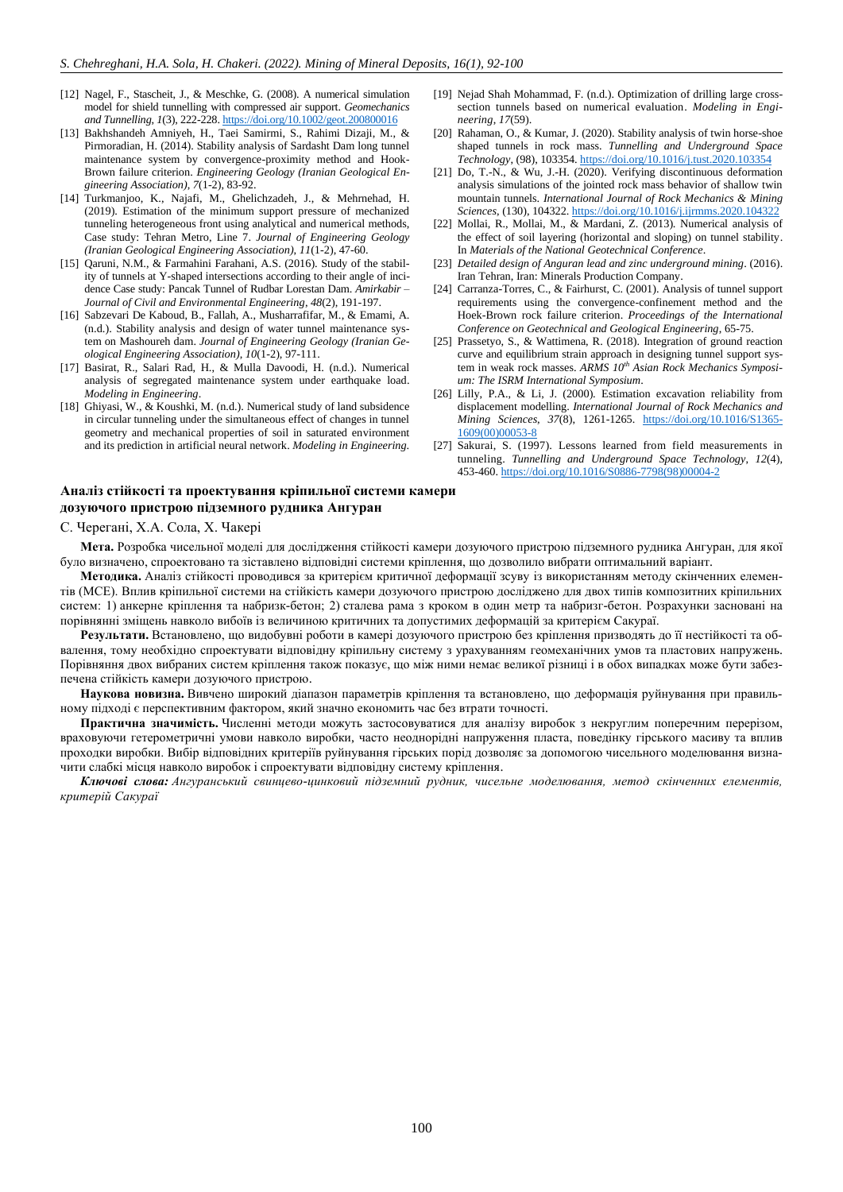[12] Nagel, F., Stascheit, J., & Meschke, G. (2008). A numerical simulation model for shield tunnelling with compressed air support. *Geomechanics and Tunnelling, 1*(3), 222-228. https://doi.org/10.1002/geot.200800016

[13] Bakhshandeh Amniyeh, H., Taei Samirmi, S., Rahimi Dizaji, M., & Pirmoradian, H. (2014). Stability analysis of Sardasht Dam long tunnel maintenance system by convergence-proximity method and Hook-Brown failure criterion. *Engineering Geology (Iranian Geological Engineering Association), 7*(1-2), 83-92.

[14] Turkmanjoo, K., Najafi, M., Ghelichzadeh, J., & Mehrnehad, H. (2019). Estimation of the minimum support pressure of mechanized tunneling heterogeneous front using analytical and numerical methods, Case study: Tehran Metro, Line 7. *Journal of Engineering Geology (Iranian Geological Engineering Association), 11*(1-2), 47-60.

[15] Qaruni, N.M., & Farmahini Farahani, A.S. (2016). Study of the stability of tunnels at Y-shaped intersections according to their angle of incidence Case study: Pancak Tunnel of Rudbar Lorestan Dam. *Amirkabir – Journal of Civil and Environmental Engineering, 48*(2), 191-197.

[16] Sabzevari De Kaboud, B., Fallah, A., Musharrafifar, M., & Emami, A. (n.d.). Stability analysis and design of water tunnel maintenance system on Mashoureh dam. *Journal of Engineering Geology (Iranian Geological Engineering Association), 10*(1-2), 97-111.

[17] Basirat, R., Salari Rad, H., & Mulla Davoodi, H. (n.d.). Numerical analysis of segregated maintenance system under earthquake load. *Modeling in Engineering*.

[18] Ghiyasi, W., & Koushki, M. (n.d.). Numerical study of land subsidence in circular tunneling under the simultaneous effect of changes in tunnel geometry and mechanical properties of soil in saturated environment and its prediction in artificial neural network. *Modeling in Engineering.*

[19] Nejad Shah Mohammad, F. (n.d.). Optimization of drilling large cross-section tunnels based on numerical evaluation. *Modeling in Engineering, 17*(59).

[20] Rahaman, O., & Kumar, J. (2020). Stability analysis of twin horse-shoe shaped tunnels in rock mass. *Tunnelling and Underground Space Technology*, (98), 103354. https://doi.org/10.1016/j.tust.2020.103354

[21] Do, T.-N., & Wu, J.-H. (2020). Verifying discontinuous deformation analysis simulations of the jointed rock mass behavior of shallow twin mountain tunnels. *International Journal of Rock Mechanics & Mining Sciences*, (130), 104322. https://doi.org/10.1016/j.ijrmms.2020.104322

[22] Mollai, R., Mollai, M., & Mardani, Z. (2013). Numerical analysis of the effect of soil layering (horizontal and sloping) on tunnel stability. In *Materials of the National Geotechnical Conference*.

[23] *Detailed design of Anguran lead and zinc underground mining*. (2016). Iran Tehran, Iran: Minerals Production Company.

[24] Carranza-Torres, C., & Fairhurst, C. (2001). Analysis of tunnel support requirements using the convergence-confinement method and the Hoek-Brown rock failure criterion. *Proceedings of the International Conference on Geotechnical and Geological Engineering*, 65-75.

[25] Prassetyo, S., & Wattimena, R. (2018). Integration of ground reaction curve and equilibrium strain approach in designing tunnel support system in weak rock masses. *ARMS 10th Asian Rock Mechanics Symposium: The ISRM International Symposium*.

[26] Lilly, P.A., & Li, J. (2000). Estimation excavation reliability from displacement modelling. *International Journal of Rock Mechanics and Mining Sciences, 37*(8), 1261-1265. https://doi.org/10.1016/S1365-1609(00)00053-8

[27] Sakurai, S. (1997). Lessons learned from field measurements in tunneling. *Tunnelling and Underground Space Technology, 12*(4), 453-460. https://doi.org/10.1016/S0886-7798(98)00004-2

## Аналіз стійкості та проектування кріпильної системи камери дозуючого пристрою підземного рудника Ангуран

С. Черегані, Х.А. Сола, Х. Чакері

**Мета.** Розробка чисельної моделі для дослідження стійкості камери дозуючого пристрою підземного рудника Ангуран, для якої було визначено, спроектовано та зіставлено відповідні системи кріплення, що дозволило вибрати оптимальний варіант.

**Методика.** Аналіз стійкості проводився за критерієм критичної деформації зсуву із використанням методу скінченних елементів (МСЕ). Вплив кріпильної системи на стійкість камери дозуючого пристрою досліджено для двох типів композитних кріпильних систем: 1) анкерне кріплення та набризк-бетон; 2) сталева рама з кроком в один метр та набризг-бетон. Розрахунки засновані на порівнянні змішень навколо вибоїв із величиною критичних та допустимих деформацій за критерієм Сакураї.

**Результати.** Встановлено, що видобувні роботи в камері дозуючого пристрою без кріплення призводять до її нестійкості та обвалення, тому необхідно спроектувати відповідну кріпильну систему з урахуванням геомеханічних умов та пластових напружень. Порівняння двох вибраних систем кріплення також показує, що між ними немає великої різниці і в обох випадках може бути забезпечена стійкість камери дозуючого пристрою.

**Наукова новизна.** Вивчено широкий діапазон параметрів кріплення та встановлено, що деформація руйнування при правильному підході є перспективним фактором, який значно економить час без втрати точності.

**Практична значимість.** Численні методи можуть застосовуватися для аналізу виробок з некруглим поперечним перерізом, враховуючи гетерометричні умови навколо виробки, часто неоднорідні напруження пласта, поведінку гірського масиву та вплив проходки виробки. Вибір відповідних критеріїв руйнування гірських порід дозволяє за допомогою чисельного моделювання визначити слабкі місця навколо виробок і спроектувати відповідну систему кріплення.

***Ключові слова:*** *Ангуранський свинцево-цинковий підземний рудник, чисельне моделювання, метод скінченних елементів, критерій Сакураї*